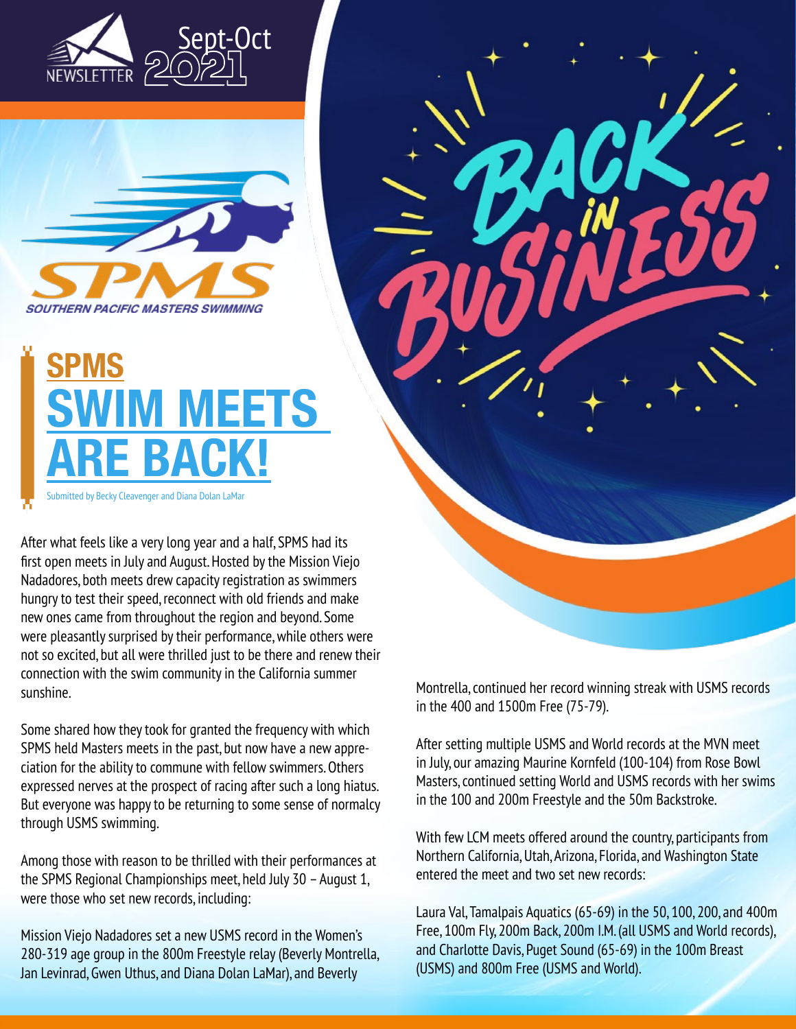NEWSLETTER Sept-Oct 2021

SPMS
SOUTHERN PACIFIC MASTERS SWIMMING

# SPMS SWIM MEETS ARE BACK!

Submitted by Becky Cleavenger and Diana Dolan LaMar

BACK in BUSINESS

After what feels like a very long year and a half, SPMS had its first open meets in July and August. Hosted by the Mission Viejo Nadadores, both meets drew capacity registration as swimmers hungry to test their speed, reconnect with old friends and make new ones came from throughout the region and beyond. Some were pleasantly surprised by their performance, while others were not so excited, but all were thrilled just to be there and renew their connection with the swim community in the California summer sunshine.

Some shared how they took for granted the frequency with which SPMS held Masters meets in the past, but now have a new appreciation for the ability to commune with fellow swimmers. Others expressed nerves at the prospect of racing after such a long hiatus. But everyone was happy to be returning to some sense of normalcy through USMS swimming.

Among those with reason to be thrilled with their performances at the SPMS Regional Championships meet, held July 30 – August 1, were those who set new records, including:

Mission Viejo Nadadores set a new USMS record in the Women's 280-319 age group in the 800m Freestyle relay (Beverly Montrella, Jan Levinrad, Gwen Uthus, and Diana Dolan LaMar), and Beverly Montrella, continued her record winning streak with USMS records in the 400 and 1500m Free (75-79).

After setting multiple USMS and World records at the MVN meet in July, our amazing Maurine Kornfeld (100-104) from Rose Bowl Masters, continued setting World and USMS records with her swims in the 100 and 200m Freestyle and the 50m Backstroke.

With few LCM meets offered around the country, participants from Northern California, Utah, Arizona, Florida, and Washington State entered the meet and two set new records:

Laura Val, Tamalpais Aquatics (65-69) in the 50, 100, 200, and 400m Free, 100m Fly, 200m Back, 200m I.M. (all USMS and World records), and Charlotte Davis, Puget Sound (65-69) in the 100m Breast (USMS) and 800m Free (USMS and World).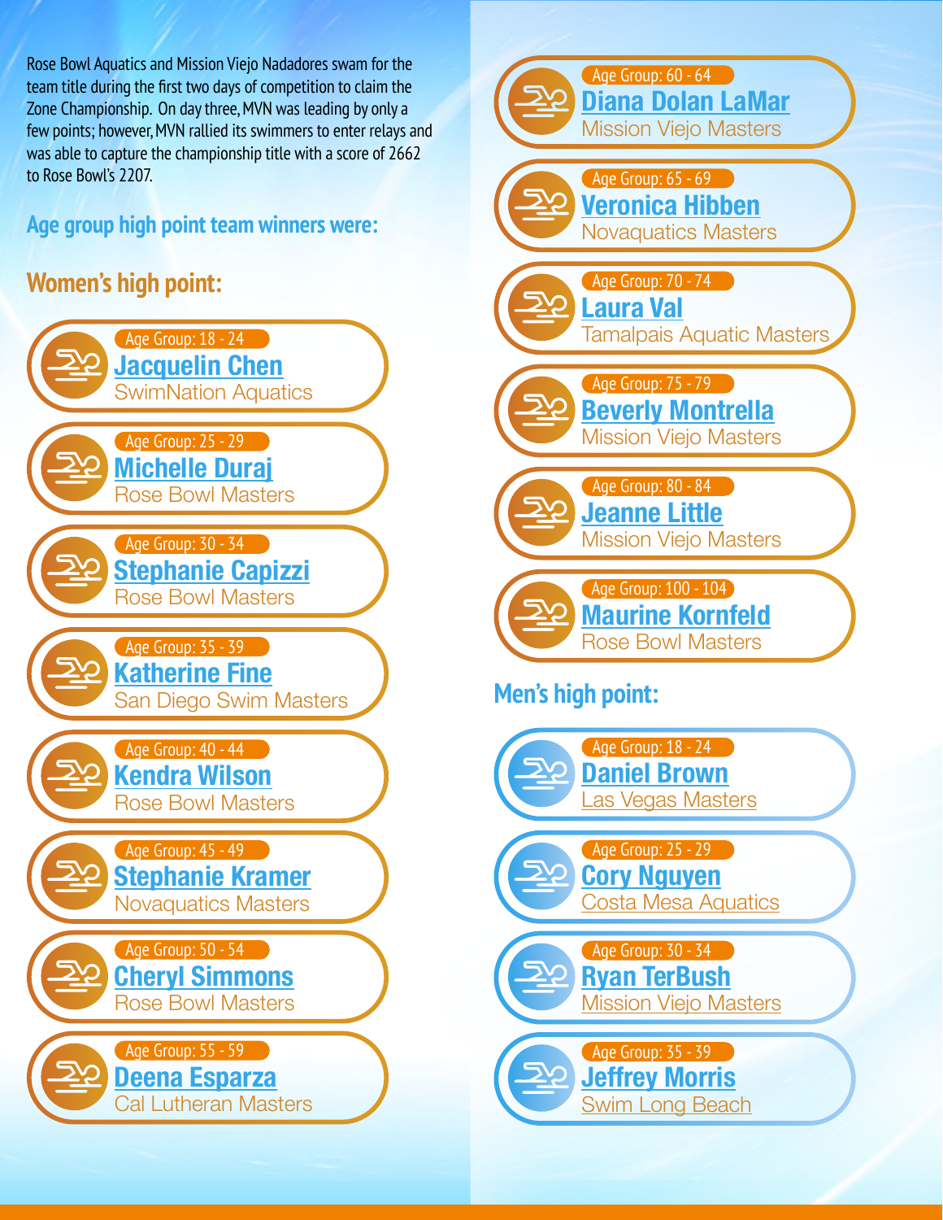Rose Bowl Aquatics and Mission Viejo Nadadores swam for the team title during the first two days of competition to claim the Zone Championship. On day three, MVN was leading by only a few points; however, MVN rallied its swimmers to enter relays and was able to capture the championship title with a score of 2662 to Rose Bowl's 2207.

## Age group high point team winners were:

### Women's high point:

Age Group: 18 - 24
**Jacquelin Chen**
SwimNation Aquatics

Age Group: 25 - 29
**Michelle Duraj**
Rose Bowl Masters

Age Group: 30 - 34
**Stephanie Capizzi**
Rose Bowl Masters

Age Group: 35 - 39
**Katherine Fine**
San Diego Swim Masters

Age Group: 40 - 44
**Kendra Wilson**
Rose Bowl Masters

Age Group: 45 - 49
**Stephanie Kramer**
Novaquatics Masters

Age Group: 50 - 54
**Cheryl Simmons**
Rose Bowl Masters

Age Group: 55 - 59
**Deena Esparza**
Cal Lutheran Masters

Age Group: 60 - 64
**Diana Dolan LaMar**
Mission Viejo Masters

Age Group: 65 - 69
**Veronica Hibben**
Novaquatics Masters

Age Group: 70 - 74
**Laura Val**
Tamalpais Aquatic Masters

Age Group: 75 - 79
**Beverly Montrella**
Mission Viejo Masters

Age Group: 80 - 84
**Jeanne Little**
Mission Viejo Masters

Age Group: 100 - 104
**Maurine Kornfeld**
Rose Bowl Masters

### Men's high point:

Age Group: 18 - 24
**Daniel Brown**
Las Vegas Masters

Age Group: 25 - 29
**Cory Nguyen**
Costa Mesa Aquatics

Age Group: 30 - 34
**Ryan TerBush**
Mission Viejo Masters

Age Group: 35 - 39
**Jeffrey Morris**
Swim Long Beach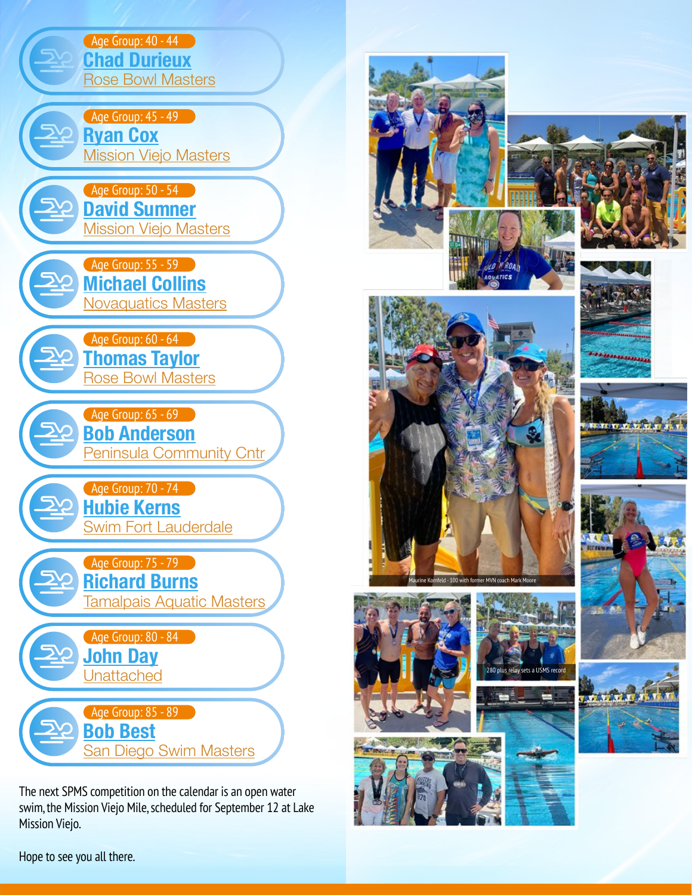Age Group: 40 - 44
**Chad Durieux**
Rose Bowl Masters

Age Group: 45 - 49
**Ryan Cox**
Mission Viejo Masters

Age Group: 50 - 54
**David Sumner**
Mission Viejo Masters

Age Group: 55 - 59
**Michael Collins**
Novaquatics Masters

Age Group: 60 - 64
**Thomas Taylor**
Rose Bowl Masters

Age Group: 65 - 69
**Bob Anderson**
Peninsula Community Cntr

Age Group: 70 - 74
**Hubie Kerns**
Swim Fort Lauderdale

Age Group: 75 - 79
**Richard Burns**
Tamalpais Aquatic Masters

Age Group: 80 - 84
**John Day**
Unattached

Age Group: 85 - 89
**Bob Best**
San Diego Swim Masters

The next SPMS competition on the calendar is an open water swim, the Mission Viejo Mile, scheduled for September 12 at Lake Mission Viejo.

Hope to see you all there.

Maurine Kornfeld - 100 with former MVN coach Mark Moore

280 plus relay sets a USMS record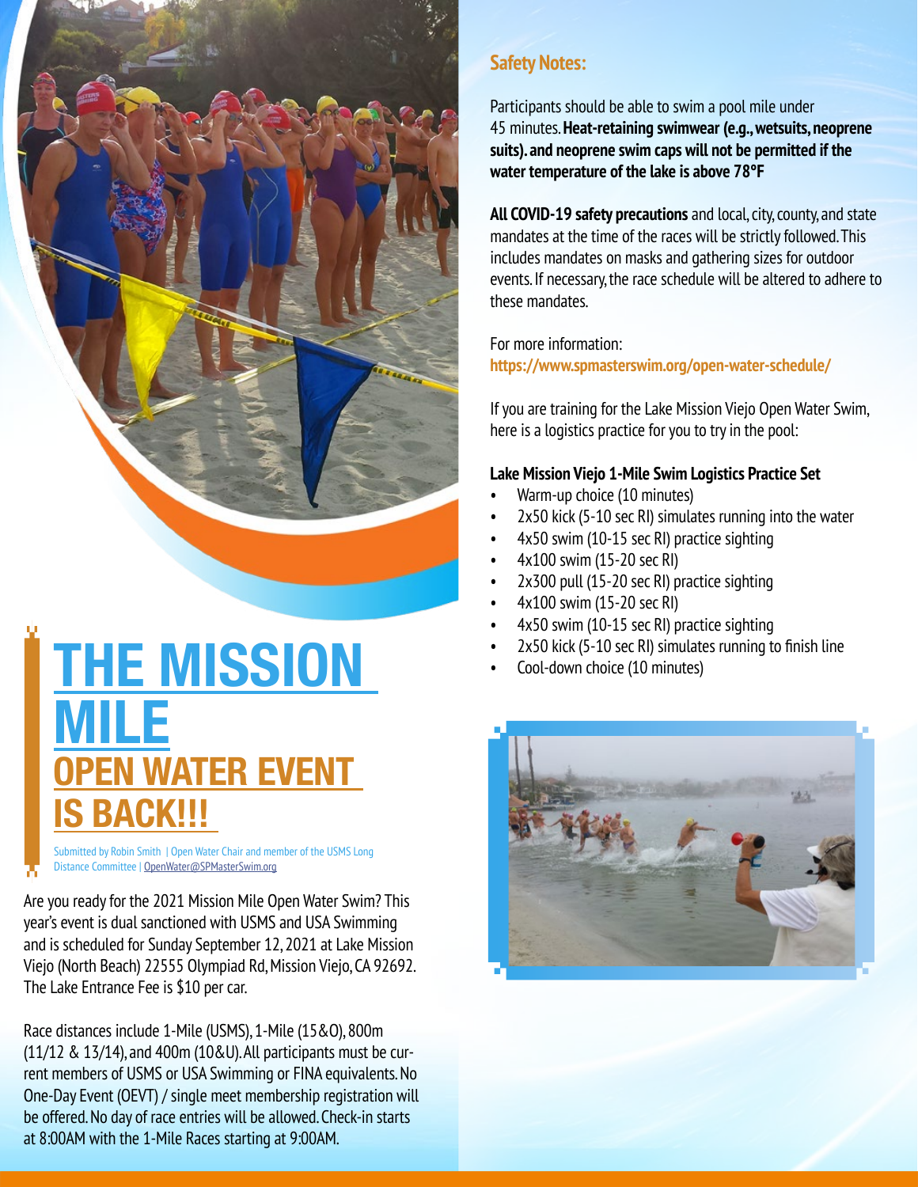# THE MISSION MILE

## OPEN WATER EVENT IS BACK!!!

Submitted by Robin Smith | Open Water Chair and member of the USMS Long Distance Committee | OpenWater@SPMasterSwim.org

Are you ready for the 2021 Mission Mile Open Water Swim? This year's event is dual sanctioned with USMS and USA Swimming and is scheduled for Sunday September 12, 2021 at Lake Mission Viejo (North Beach) 22555 Olympiad Rd, Mission Viejo, CA 92692. The Lake Entrance Fee is $10 per car.

Race distances include 1-Mile (USMS), 1-Mile (15&O), 800m (11/12 & 13/14), and 400m (10&U). All participants must be current members of USMS or USA Swimming or FINA equivalents. No One-Day Event (OEVT) / single meet membership registration will be offered. No day of race entries will be allowed. Check-in starts at 8:00AM with the 1-Mile Races starting at 9:00AM.

### Safety Notes:

Participants should be able to swim a pool mile under 45 minutes. **Heat-retaining swimwear (e.g., wetsuits, neoprene suits). and neoprene swim caps will not be permitted if the water temperature of the lake is above 78°F**

**All COVID-19 safety precautions** and local, city, county, and state mandates at the time of the races will be strictly followed. This includes mandates on masks and gathering sizes for outdoor events. If necessary, the race schedule will be altered to adhere to these mandates.

For more information:
https://www.spmasterswim.org/open-water-schedule/

If you are training for the Lake Mission Viejo Open Water Swim, here is a logistics practice for you to try in the pool:

**Lake Mission Viejo 1-Mile Swim Logistics Practice Set**

- Warm-up choice (10 minutes)
- 2x50 kick (5-10 sec RI) simulates running into the water
- 4x50 swim (10-15 sec RI) practice sighting
- 4x100 swim (15-20 sec RI)
- 2x300 pull (15-20 sec RI) practice sighting
- 4x100 swim (15-20 sec RI)
- 4x50 swim (10-15 sec RI) practice sighting
- 2x50 kick (5-10 sec RI) simulates running to finish line
- Cool-down choice (10 minutes)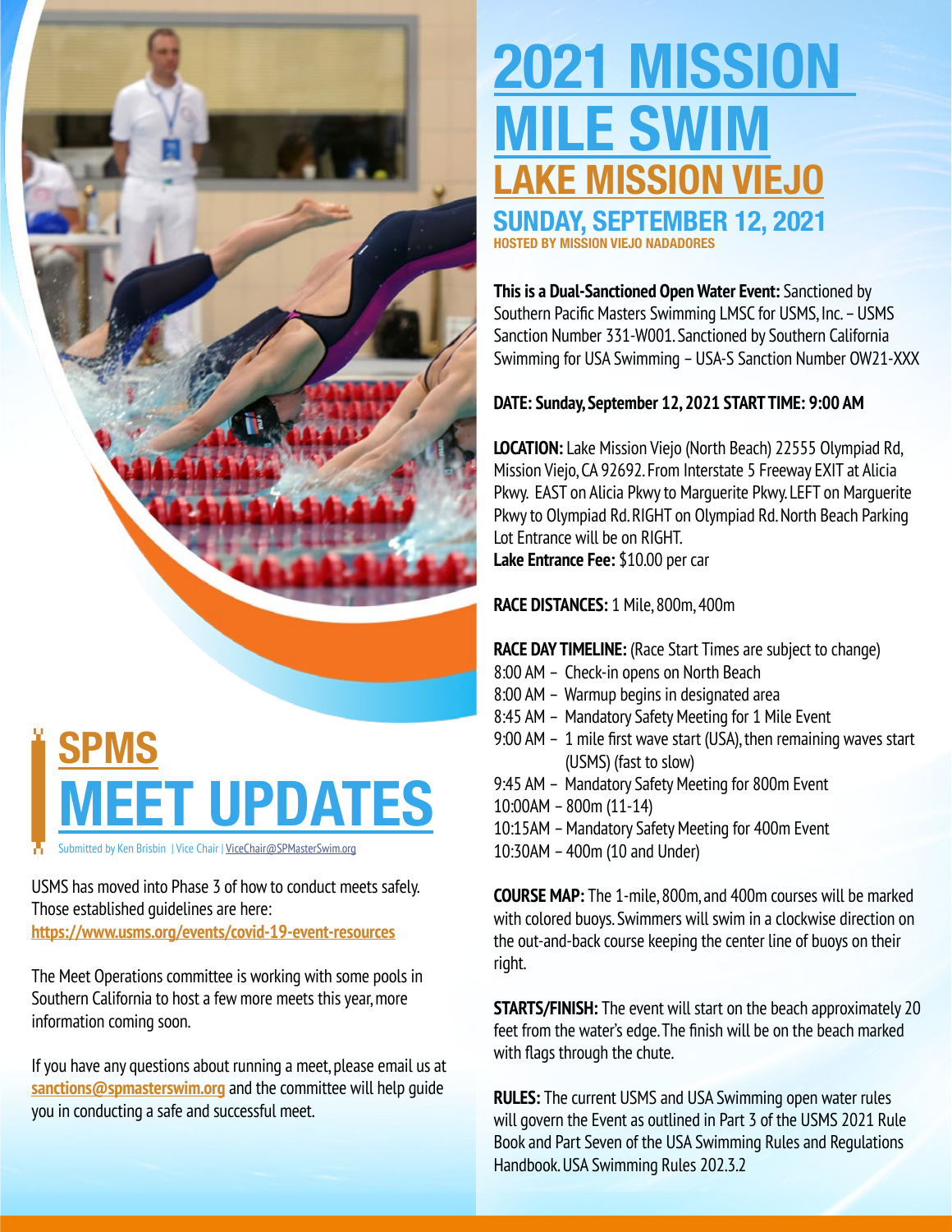# SPMS MEET UPDATES

Submitted by Ken Brisbin | Vice Chair | ViceChair@SPMasterSwim.org

USMS has moved into Phase 3 of how to conduct meets safely. Those established guidelines are here: **https://www.usms.org/events/covid-19-event-resources**

The Meet Operations committee is working with some pools in Southern California to host a few more meets this year, more information coming soon.

If you have any questions about running a meet, please email us at **sanctions@spmasterswim.org** and the committee will help guide you in conducting a safe and successful meet.

# 2021 MISSION MILE SWIM

## LAKE MISSION VIEJO

### SUNDAY, SEPTEMBER 12, 2021

HOSTED BY MISSION VIEJO NADADORES

**This is a Dual-Sanctioned Open Water Event:** Sanctioned by Southern Pacific Masters Swimming LMSC for USMS, Inc. – USMS Sanction Number 331-W001. Sanctioned by Southern California Swimming for USA Swimming – USA-S Sanction Number OW21-XXX

**DATE: Sunday, September 12, 2021 START TIME: 9:00 AM**

**LOCATION:** Lake Mission Viejo (North Beach) 22555 Olympiad Rd, Mission Viejo, CA 92692. From Interstate 5 Freeway EXIT at Alicia Pkwy. EAST on Alicia Pkwy to Marguerite Pkwy. LEFT on Marguerite Pkwy to Olympiad Rd. RIGHT on Olympiad Rd. North Beach Parking Lot Entrance will be on RIGHT.

**Lake Entrance Fee:** $10.00 per car

**RACE DISTANCES:** 1 Mile, 800m, 400m

**RACE DAY TIMELINE:** (Race Start Times are subject to change)

- 8:00 AM – Check-in opens on North Beach
- 8:00 AM – Warmup begins in designated area
- 8:45 AM – Mandatory Safety Meeting for 1 Mile Event
- 9:00 AM – 1 mile first wave start (USA), then remaining waves start (USMS) (fast to slow)
- 9:45 AM – Mandatory Safety Meeting for 800m Event
- 10:00AM – 800m (11-14)
- 10:15AM – Mandatory Safety Meeting for 400m Event
- 10:30AM – 400m (10 and Under)

**COURSE MAP:** The 1-mile, 800m, and 400m courses will be marked with colored buoys. Swimmers will swim in a clockwise direction on the out-and-back course keeping the center line of buoys on their right.

**STARTS/FINISH:** The event will start on the beach approximately 20 feet from the water's edge. The finish will be on the beach marked with flags through the chute.

**RULES:** The current USMS and USA Swimming open water rules will govern the Event as outlined in Part 3 of the USMS 2021 Rule Book and Part Seven of the USA Swimming Rules and Regulations Handbook. USA Swimming Rules 202.3.2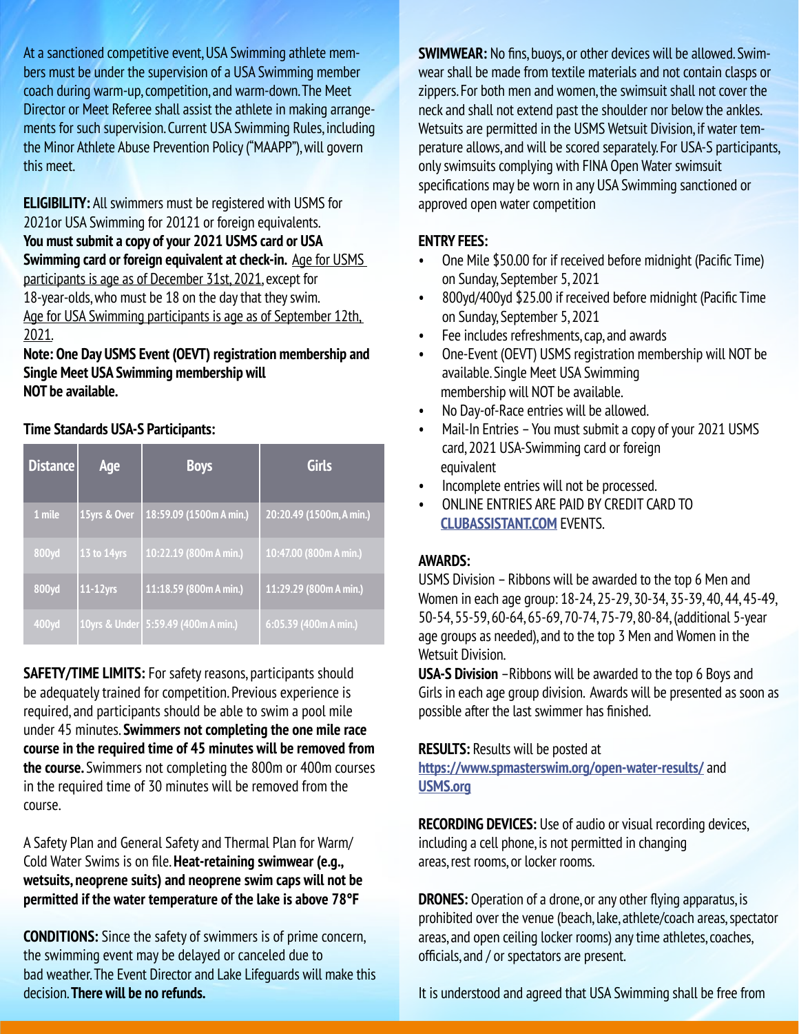At a sanctioned competitive event, USA Swimming athlete members must be under the supervision of a USA Swimming member coach during warm-up, competition, and warm-down. The Meet Director or Meet Referee shall assist the athlete in making arrangements for such supervision. Current USA Swimming Rules, including the Minor Athlete Abuse Prevention Policy ("MAAPP"), will govern this meet.

**ELIGIBILITY:** All swimmers must be registered with USMS for 2021or USA Swimming for 20121 or foreign equivalents. **You must submit a copy of your 2021 USMS card or USA Swimming card or foreign equivalent at check-in.** Age for USMS participants is age as of December 31st, 2021, except for 18-year-olds, who must be 18 on the day that they swim. Age for USA Swimming participants is age as of September 12th, 2021.

**Note: One Day USMS Event (OEVT) registration membership and Single Meet USA Swimming membership will NOT be available.**

**Time Standards USA-S Participants:**

| Distance | Age | Boys | Girls |
|---|---|---|---|
| 1 mile | 15yrs & Over | 18:59.09 (1500m A min.) | 20:20.49 (1500m, A min.) |
| 800yd | 13 to 14yrs | 10:22.19 (800m A min.) | 10:47.00 (800m A min.) |
| 800yd | 11-12yrs | 11:18.59 (800m A min.) | 11:29.29 (800m A min.) |
| 400yd | 10yrs & Under | 5:59.49 (400m A min.) | 6:05.39 (400m A min.) |

**SAFETY/TIME LIMITS:** For safety reasons, participants should be adequately trained for competition. Previous experience is required, and participants should be able to swim a pool mile under 45 minutes. **Swimmers not completing the one mile race course in the required time of 45 minutes will be removed from the course.** Swimmers not completing the 800m or 400m courses in the required time of 30 minutes will be removed from the course.

A Safety Plan and General Safety and Thermal Plan for Warm/ Cold Water Swims is on file. **Heat-retaining swimwear (e.g., wetsuits, neoprene suits) and neoprene swim caps will not be permitted if the water temperature of the lake is above 78°F**

**CONDITIONS:** Since the safety of swimmers is of prime concern, the swimming event may be delayed or canceled due to bad weather. The Event Director and Lake Lifeguards will make this decision. **There will be no refunds.**

**SWIMWEAR:** No fins, buoys, or other devices will be allowed. Swimwear shall be made from textile materials and not contain clasps or zippers. For both men and women, the swimsuit shall not cover the neck and shall not extend past the shoulder nor below the ankles. Wetsuits are permitted in the USMS Wetsuit Division, if water temperature allows, and will be scored separately. For USA-S participants, only swimsuits complying with FINA Open Water swimsuit specifications may be worn in any USA Swimming sanctioned or approved open water competition

**ENTRY FEES:**

- One Mile $50.00 for if received before midnight (Pacific Time) on Sunday, September 5, 2021
- 800yd/400yd $25.00 if received before midnight (Pacific Time on Sunday, September 5, 2021
- Fee includes refreshments, cap, and awards
- One-Event (OEVT) USMS registration membership will NOT be available. Single Meet USA Swimming membership will NOT be available.
- No Day-of-Race entries will be allowed.
- Mail-In Entries – You must submit a copy of your 2021 USMS card, 2021 USA-Swimming card or foreign equivalent
- Incomplete entries will not be processed.
- ONLINE ENTRIES ARE PAID BY CREDIT CARD TO **CLUBASSISTANT.COM** EVENTS.

**AWARDS:**

USMS Division – Ribbons will be awarded to the top 6 Men and Women in each age group: 18-24, 25-29, 30-34, 35-39, 40, 44, 45-49, 50-54, 55-59, 60-64, 65-69, 70-74, 75-79, 80-84, (additional 5-year age groups as needed), and to the top 3 Men and Women in the Wetsuit Division.

**USA-S Division** –Ribbons will be awarded to the top 6 Boys and Girls in each age group division. Awards will be presented as soon as possible after the last swimmer has finished.

**RESULTS:** Results will be posted at **https://www.spmasterswim.org/open-water-results/** and **USMS.org**

**RECORDING DEVICES:** Use of audio or visual recording devices, including a cell phone, is not permitted in changing areas, rest rooms, or locker rooms.

**DRONES:** Operation of a drone, or any other flying apparatus, is prohibited over the venue (beach, lake, athlete/coach areas, spectator areas, and open ceiling locker rooms) any time athletes, coaches, officials, and / or spectators are present.

It is understood and agreed that USA Swimming shall be free from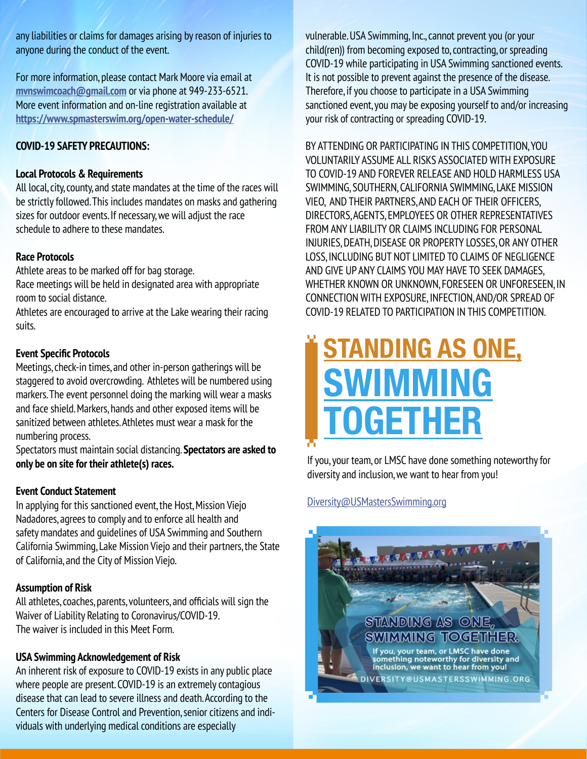any liabilities or claims for damages arising by reason of injuries to anyone during the conduct of the event.

For more information, please contact Mark Moore via email at [mvnswimcoach@gmail.com](mailto:mvnswimcoach@gmail.com) or via phone at 949-233-6521. More event information and on-line registration available at [https://www.spmasterswim.org/open-water-schedule/](https://www.spmasterswim.org/open-water-schedule/)

**COVID-19 SAFETY PRECAUTIONS:**

**Local Protocols & Requirements**

All local, city, county, and state mandates at the time of the races will be strictly followed. This includes mandates on masks and gathering sizes for outdoor events. If necessary, we will adjust the race schedule to adhere to these mandates.

**Race Protocols**

Athlete areas to be marked off for bag storage.
Race meetings will be held in designated area with appropriate room to social distance.
Athletes are encouraged to arrive at the Lake wearing their racing suits.

**Event Specific Protocols**

Meetings, check-in times, and other in-person gatherings will be staggered to avoid overcrowding. Athletes will be numbered using markers. The event personnel doing the marking will wear a masks and face shield. Markers, hands and other exposed items will be sanitized between athletes. Athletes must wear a mask for the numbering process.
Spectators must maintain social distancing. **Spectators are asked to only be on site for their athlete(s) races.**

**Event Conduct Statement**

In applying for this sanctioned event, the Host, Mission Viejo Nadadores, agrees to comply and to enforce all health and safety mandates and guidelines of USA Swimming and Southern California Swimming, Lake Mission Viejo and their partners, the State of California, and the City of Mission Viejo.

**Assumption of Risk**

All athletes, coaches, parents, volunteers, and officials will sign the Waiver of Liability Relating to Coronavirus/COVID-19.
The waiver is included in this Meet Form.

**USA Swimming Acknowledgement of Risk**

An inherent risk of exposure to COVID-19 exists in any public place where people are present. COVID-19 is an extremely contagious disease that can lead to severe illness and death. According to the Centers for Disease Control and Prevention, senior citizens and individuals with underlying medical conditions are especially vulnerable. USA Swimming, Inc., cannot prevent you (or your child(ren)) from becoming exposed to, contracting, or spreading COVID-19 while participating in USA Swimming sanctioned events. It is not possible to prevent against the presence of the disease. Therefore, if you choose to participate in a USA Swimming sanctioned event, you may be exposing yourself to and/or increasing your risk of contracting or spreading COVID-19.

BY ATTENDING OR PARTICIPATING IN THIS COMPETITION, YOU VOLUNTARILY ASSUME ALL RISKS ASSOCIATED WITH EXPOSURE TO COVID-19 AND FOREVER RELEASE AND HOLD HARMLESS USA SWIMMING, SOUTHERN, CALIFORNIA SWIMMING, LAKE MISSION VIEO, AND THEIR PARTNERS, AND EACH OF THEIR OFFICERS, DIRECTORS, AGENTS, EMPLOYEES OR OTHER REPRESENTATIVES FROM ANY LIABILITY OR CLAIMS INCLUDING FOR PERSONAL INJURIES, DEATH, DISEASE OR PROPERTY LOSSES, OR ANY OTHER LOSS, INCLUDING BUT NOT LIMITED TO CLAIMS OF NEGLIGENCE AND GIVE UP ANY CLAIMS YOU MAY HAVE TO SEEK DAMAGES, WHETHER KNOWN OR UNKNOWN, FORESEEN OR UNFORESEEN, IN CONNECTION WITH EXPOSURE, INFECTION, AND/OR SPREAD OF COVID-19 RELATED TO PARTICIPATION IN THIS COMPETITION.

# STANDING AS ONE, SWIMMING TOGETHER

If you, your team, or LMSC have done something noteworthy for diversity and inclusion, we want to hear from you!

[Diversity@USMastersSwimming.org](mailto:Diversity@USMastersSwimming.org)

STANDING AS ONE, SWIMMING TOGETHER

If you, your team, or LMSC have done something noteworthy for diversity and inclusion, we want to hear from you!

DIVERSITY@USMASTERSSWIMMING.ORG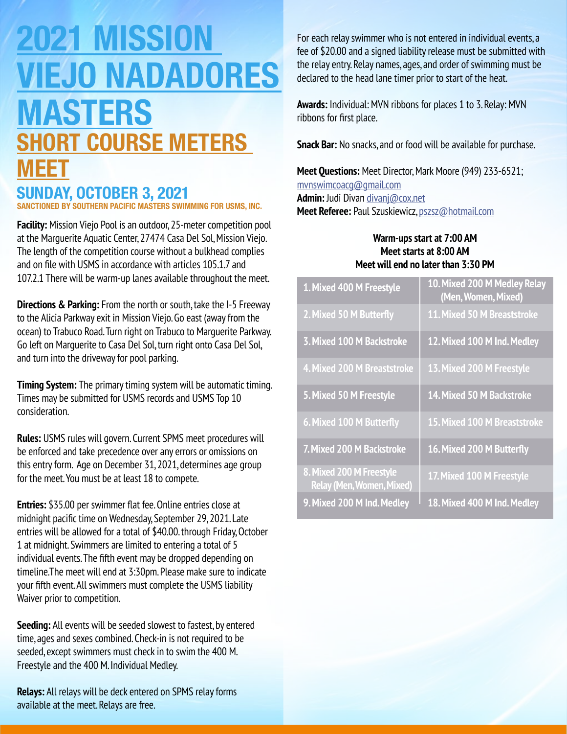# 2021 MISSION VIEJO NADADORES MASTERS

## SHORT COURSE METERS MEET

### SUNDAY, OCTOBER 3, 2021

SANCTIONED BY SOUTHERN PACIFIC MASTERS SWIMMING FOR USMS, INC.

**Facility:** Mission Viejo Pool is an outdoor, 25-meter competition pool at the Marguerite Aquatic Center, 27474 Casa Del Sol, Mission Viejo. The length of the competition course without a bulkhead complies and on file with USMS in accordance with articles 105.1.7 and 107.2.1 There will be warm-up lanes available throughout the meet.

**Directions & Parking:** From the north or south, take the I-5 Freeway to the Alicia Parkway exit in Mission Viejo. Go east (away from the ocean) to Trabuco Road. Turn right on Trabuco to Marguerite Parkway. Go left on Marguerite to Casa Del Sol, turn right onto Casa Del Sol, and turn into the driveway for pool parking.

**Timing System:** The primary timing system will be automatic timing. Times may be submitted for USMS records and USMS Top 10 consideration.

**Rules:** USMS rules will govern. Current SPMS meet procedures will be enforced and take precedence over any errors or omissions on this entry form. Age on December 31, 2021, determines age group for the meet. You must be at least 18 to compete.

**Entries:** $35.00 per swimmer flat fee. Online entries close at midnight pacific time on Wednesday, September 29, 2021. Late entries will be allowed for a total of $40.00. through Friday, October 1 at midnight. Swimmers are limited to entering a total of 5 individual events. The fifth event may be dropped depending on timeline.The meet will end at 3:30pm. Please make sure to indicate your fifth event. All swimmers must complete the USMS liability Waiver prior to competition.

**Seeding:** All events will be seeded slowest to fastest, by entered time, ages and sexes combined. Check-in is not required to be seeded, except swimmers must check in to swim the 400 M. Freestyle and the 400 M. Individual Medley.

**Relays:** All relays will be deck entered on SPMS relay forms available at the meet. Relays are free.

For each relay swimmer who is not entered in individual events, a fee of $20.00 and a signed liability release must be submitted with the relay entry. Relay names, ages, and order of swimming must be declared to the head lane timer prior to start of the heat.

**Awards:** Individual: MVN ribbons for places 1 to 3. Relay: MVN ribbons for first place.

**Snack Bar:** No snacks, and or food will be available for purchase.

**Meet Questions:** Meet Director, Mark Moore (949) 233-6521; mvnswimcoacg@gmail.com
**Admin:** Judi Divan divanj@cox.net
**Meet Referee:** Paul Szuskiewicz, pszsz@hotmail.com

**Warm-ups start at 7:00 AM**
**Meet starts at 8:00 AM**
**Meet will end no later than 3:30 PM**

| | |
|---|---|
| 1. Mixed 400 M Freestyle | 10. Mixed 200 M Medley Relay (Men, Women, Mixed) |
| 2. Mixed 50 M Butterfly | 11. Mixed 50 M Breaststroke |
| 3. Mixed 100 M Backstroke | 12. Mixed 100 M Ind. Medley |
| 4. Mixed 200 M Breaststroke | 13. Mixed 200 M Freestyle |
| 5. Mixed 50 M Freestyle | 14. Mixed 50 M Backstroke |
| 6. Mixed 100 M Butterfly | 15. Mixed 100 M Breaststroke |
| 7. Mixed 200 M Backstroke | 16. Mixed 200 M Butterfly |
| 8. Mixed 200 M Freestyle Relay (Men, Women, Mixed) | 17. Mixed 100 M Freestyle |
| 9. Mixed 200 M Ind. Medley | 18. Mixed 400 M Ind. Medley |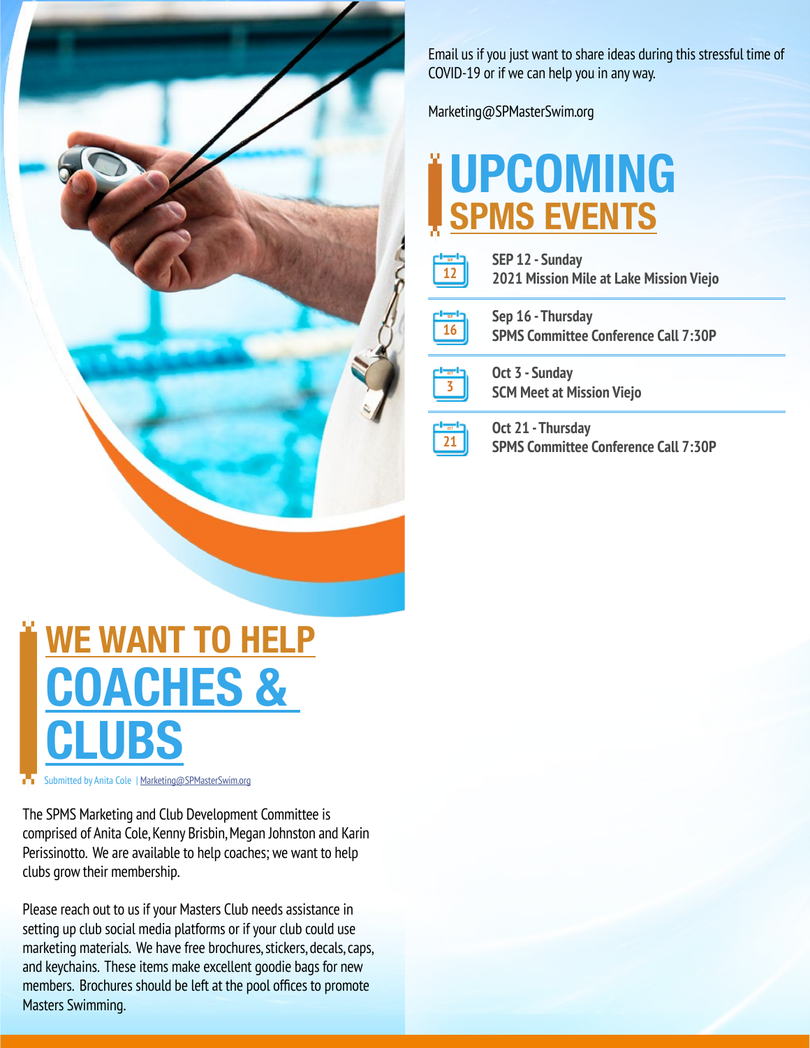Email us if you just want to share ideas during this stressful time of COVID-19 or if we can help you in any way.

Marketing@SPMasterSwim.org

# UPCOMING SPMS EVENTS

**SEP 12 - Sunday**
**2021 Mission Mile at Lake Mission Viejo**

**Sep 16 - Thursday**
**SPMS Committee Conference Call 7:30P**

**Oct 3 - Sunday**
**SCM Meet at Mission Viejo**

**Oct 21 - Thursday**
**SPMS Committee Conference Call 7:30P**

# WE WANT TO HELP COACHES & CLUBS

Submitted by Anita Cole | Marketing@SPMasterSwim.org

The SPMS Marketing and Club Development Committee is comprised of Anita Cole, Kenny Brisbin, Megan Johnston and Karin Perissinotto. We are available to help coaches; we want to help clubs grow their membership.

Please reach out to us if your Masters Club needs assistance in setting up club social media platforms or if your club could use marketing materials. We have free brochures, stickers, decals, caps, and keychains. These items make excellent goodie bags for new members. Brochures should be left at the pool offices to promote Masters Swimming.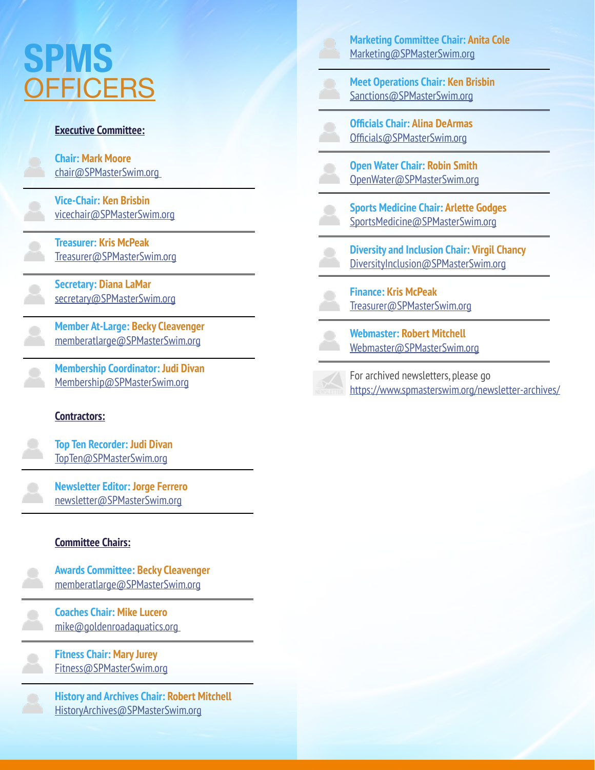# SPMS OFFICERS

**Executive Committee:**

**Chair:** Mark Moore
chair@SPMasterSwim.org

**Vice-Chair:** Ken Brisbin
vicechair@SPMasterSwim.org

**Treasurer:** Kris McPeak
Treasurer@SPMasterSwim.org

**Secretary:** Diana LaMar
secretary@SPMasterSwim.org

**Member At-Large:** Becky Cleavenger
memberatlarge@SPMasterSwim.org

**Membership Coordinator:** Judi Divan
Membership@SPMasterSwim.org

**Contractors:**

**Top Ten Recorder:** Judi Divan
TopTen@SPMasterSwim.org

**Newsletter Editor:** Jorge Ferrero
newsletter@SPMasterSwim.org

**Committee Chairs:**

**Awards Committee:** Becky Cleavenger
memberatlarge@SPMasterSwim.org

**Coaches Chair:** Mike Lucero
mike@goldenroadaquatics.org

**Fitness Chair:** Mary Jurey
Fitness@SPMasterSwim.org

**History and Archives Chair:** Robert Mitchell
HistoryArchives@SPMasterSwim.org

**Marketing Committee Chair:** Anita Cole
Marketing@SPMasterSwim.org

**Meet Operations Chair:** Ken Brisbin
Sanctions@SPMasterSwim.org

**Officials Chair:** Alina DeArmas
Officials@SPMasterSwim.org

**Open Water Chair:** Robin Smith
OpenWater@SPMasterSwim.org

**Sports Medicine Chair:** Arlette Godges
SportsMedicine@SPMasterSwim.org

**Diversity and Inclusion Chair:** Virgil Chancy
DiversityInclusion@SPMasterSwim.org

**Finance:** Kris McPeak
Treasurer@SPMasterSwim.org

**Webmaster:** Robert Mitchell
Webmaster@SPMasterSwim.org

For archived newsletters, please go
https://www.spmasterswim.org/newsletter-archives/